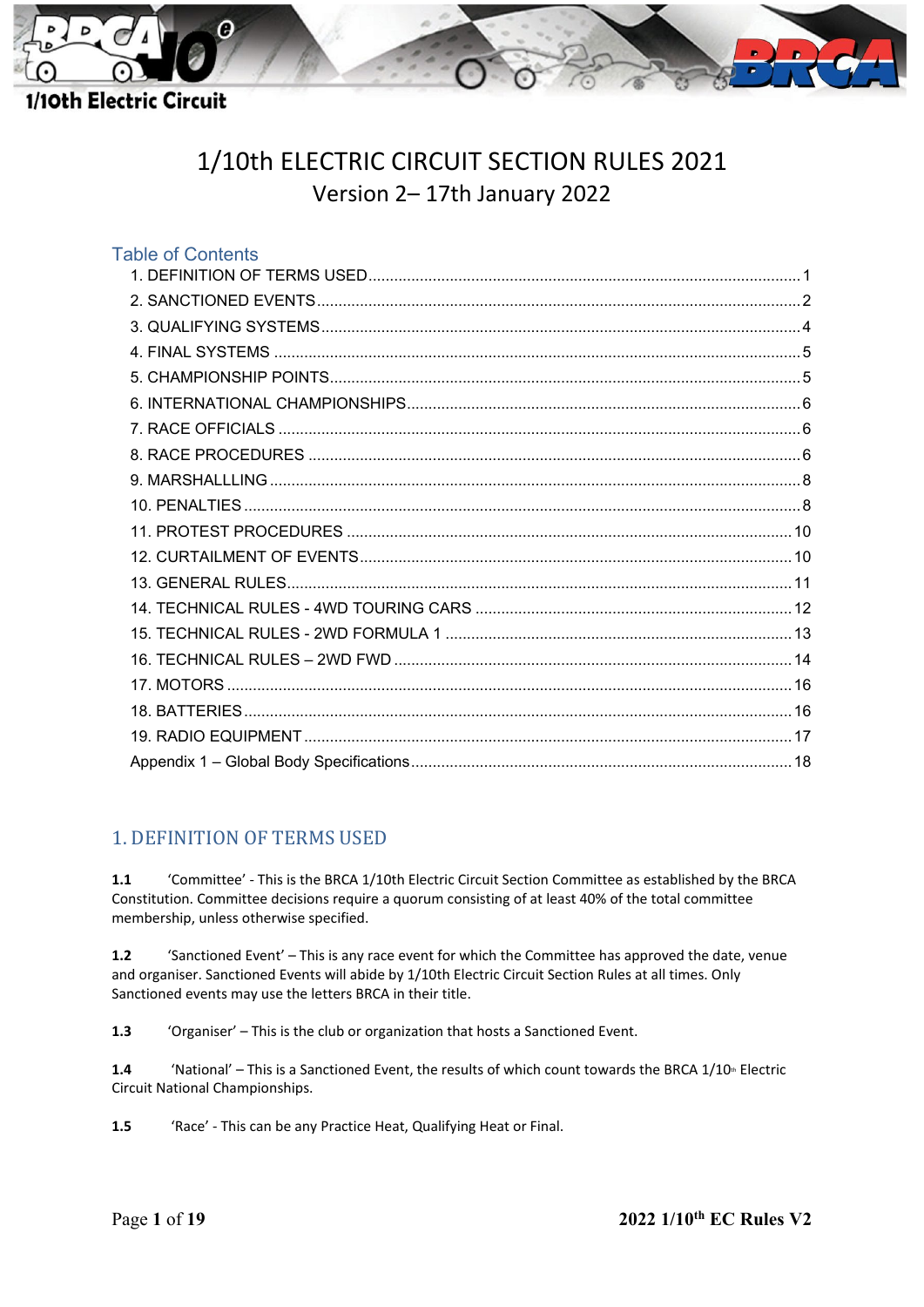# 1/10th ELECTRIC CIRCUIT SECTION RULES 2021

Version 2– 17th January 2022

## Table of Contents

1. DEFINITION OF TERMS USED .......... 1
2. SANCTIONED EVENTS .......... 2
3. QUALIFYING SYSTEMS .......... 4
4. FINAL SYSTEMS .......... 5
5. CHAMPIONSHIP POINTS .......... 5
6. INTERNATIONAL CHAMPIONSHIPS .......... 6
7. RACE OFFICIALS .......... 6
8. RACE PROCEDURES .......... 6
9. MARSHALLLING .......... 8
10. PENALTIES .......... 8
11. PROTEST PROCEDURES .......... 10
12. CURTAILMENT OF EVENTS .......... 10
13. GENERAL RULES .......... 11
14. TECHNICAL RULES - 4WD TOURING CARS .......... 12
15. TECHNICAL RULES - 2WD FORMULA 1 .......... 13
16. TECHNICAL RULES – 2WD FWD .......... 14
17. MOTORS .......... 16
18. BATTERIES .......... 16
19. RADIO EQUIPMENT .......... 17

Appendix 1 – Global Body Specifications .......... 18

## 1. DEFINITION OF TERMS USED

**1.1** 'Committee' - This is the BRCA 1/10th Electric Circuit Section Committee as established by the BRCA Constitution. Committee decisions require a quorum consisting of at least 40% of the total committee membership, unless otherwise specified.

**1.2** 'Sanctioned Event' – This is any race event for which the Committee has approved the date, venue and organiser. Sanctioned Events will abide by 1/10th Electric Circuit Section Rules at all times. Only Sanctioned events may use the letters BRCA in their title.

**1.3** 'Organiser' – This is the club or organization that hosts a Sanctioned Event.

**1.4** 'National' – This is a Sanctioned Event, the results of which count towards the BRCA 1/10th Electric Circuit National Championships.

**1.5** 'Race' - This can be any Practice Heat, Qualifying Heat or Final.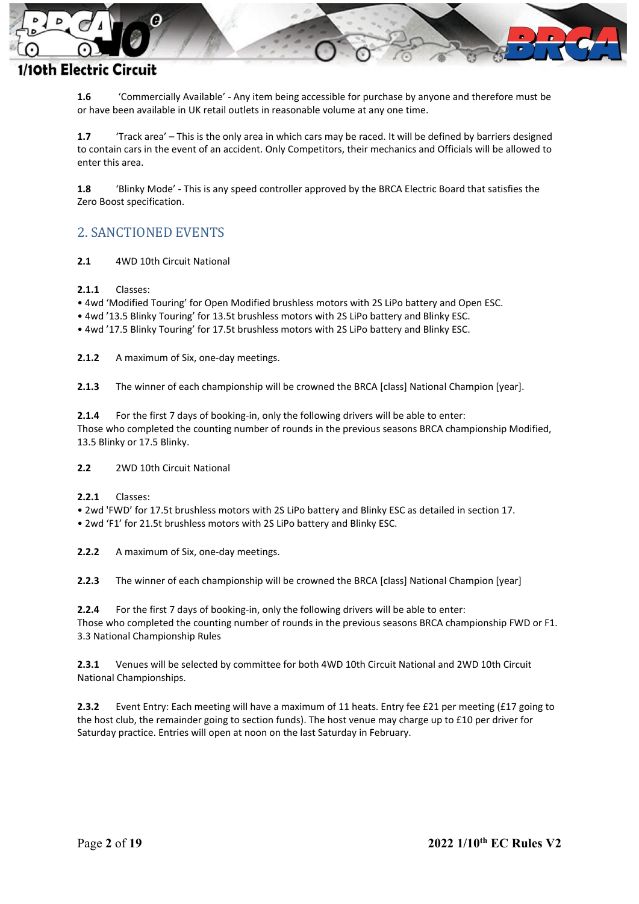**1.6** 'Commercially Available' - Any item being accessible for purchase by anyone and therefore must be or have been available in UK retail outlets in reasonable volume at any one time.

**1.7** 'Track area' – This is the only area in which cars may be raced. It will be defined by barriers designed to contain cars in the event of an accident. Only Competitors, their mechanics and Officials will be allowed to enter this area.

**1.8** 'Blinky Mode' - This is any speed controller approved by the BRCA Electric Board that satisfies the Zero Boost specification.

## 2. SANCTIONED EVENTS

**2.1** 4WD 10th Circuit National

**2.1.1** Classes:

- 4wd 'Modified Touring' for Open Modified brushless motors with 2S LiPo battery and Open ESC.
- 4wd '13.5 Blinky Touring' for 13.5t brushless motors with 2S LiPo battery and Blinky ESC.
- 4wd '17.5 Blinky Touring' for 17.5t brushless motors with 2S LiPo battery and Blinky ESC.

**2.1.2** A maximum of Six, one-day meetings.

**2.1.3** The winner of each championship will be crowned the BRCA [class] National Champion [year].

**2.1.4** For the first 7 days of booking-in, only the following drivers will be able to enter:
Those who completed the counting number of rounds in the previous seasons BRCA championship Modified, 13.5 Blinky or 17.5 Blinky.

**2.2** 2WD 10th Circuit National

**2.2.1** Classes:

- 2wd 'FWD' for 17.5t brushless motors with 2S LiPo battery and Blinky ESC as detailed in section 17.
- 2wd 'F1' for 21.5t brushless motors with 2S LiPo battery and Blinky ESC.

**2.2.2** A maximum of Six, one-day meetings.

**2.2.3** The winner of each championship will be crowned the BRCA [class] National Champion [year]

**2.2.4** For the first 7 days of booking-in, only the following drivers will be able to enter:
Those who completed the counting number of rounds in the previous seasons BRCA championship FWD or F1.
3.3 National Championship Rules

**2.3.1** Venues will be selected by committee for both 4WD 10th Circuit National and 2WD 10th Circuit National Championships.

**2.3.2** Event Entry: Each meeting will have a maximum of 11 heats. Entry fee £21 per meeting (£17 going to the host club, the remainder going to section funds). The host venue may charge up to £10 per driver for Saturday practice. Entries will open at noon on the last Saturday in February.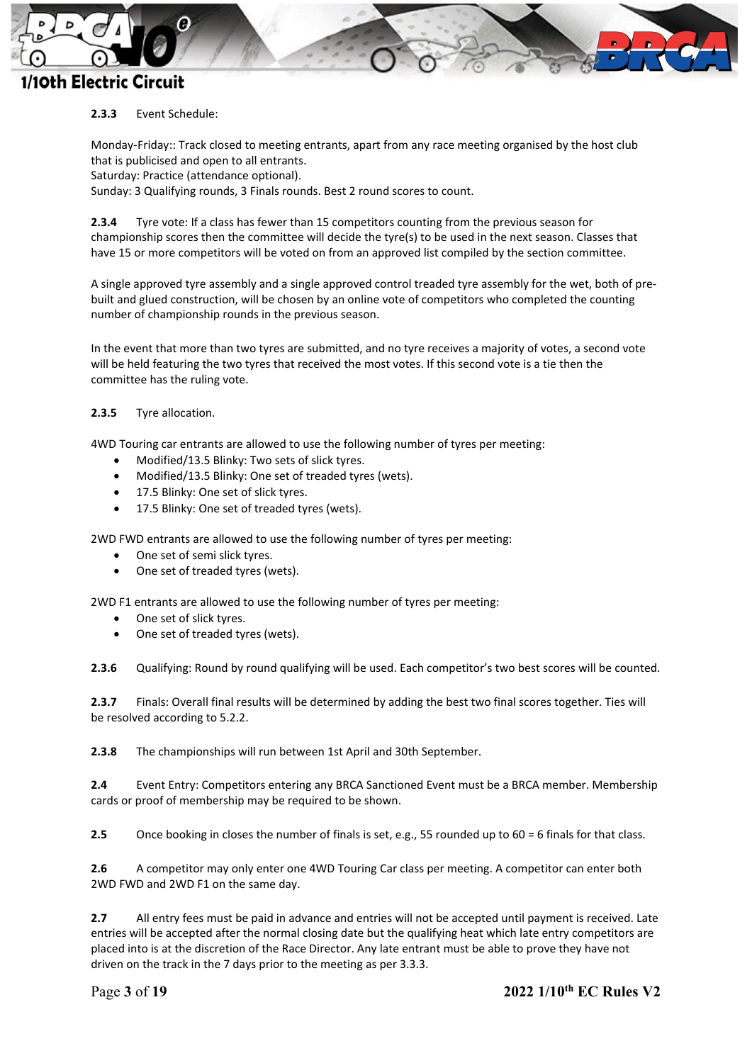**2.3.3** Event Schedule:

Monday-Friday:: Track closed to meeting entrants, apart from any race meeting organised by the host club that is publicised and open to all entrants.
Saturday: Practice (attendance optional).
Sunday: 3 Qualifying rounds, 3 Finals rounds. Best 2 round scores to count.

**2.3.4** Tyre vote: If a class has fewer than 15 competitors counting from the previous season for championship scores then the committee will decide the tyre(s) to be used in the next season. Classes that have 15 or more competitors will be voted on from an approved list compiled by the section committee.

A single approved tyre assembly and a single approved control treaded tyre assembly for the wet, both of pre-built and glued construction, will be chosen by an online vote of competitors who completed the counting number of championship rounds in the previous season.

In the event that more than two tyres are submitted, and no tyre receives a majority of votes, a second vote will be held featuring the two tyres that received the most votes. If this second vote is a tie then the committee has the ruling vote.

**2.3.5** Tyre allocation.

4WD Touring car entrants are allowed to use the following number of tyres per meeting:

- Modified/13.5 Blinky: Two sets of slick tyres.
- Modified/13.5 Blinky: One set of treaded tyres (wets).
- 17.5 Blinky: One set of slick tyres.
- 17.5 Blinky: One set of treaded tyres (wets).

2WD FWD entrants are allowed to use the following number of tyres per meeting:

- One set of semi slick tyres.
- One set of treaded tyres (wets).

2WD F1 entrants are allowed to use the following number of tyres per meeting:

- One set of slick tyres.
- One set of treaded tyres (wets).

**2.3.6** Qualifying: Round by round qualifying will be used. Each competitor's two best scores will be counted.

**2.3.7** Finals: Overall final results will be determined by adding the best two final scores together. Ties will be resolved according to 5.2.2.

**2.3.8** The championships will run between 1st April and 30th September.

**2.4** Event Entry: Competitors entering any BRCA Sanctioned Event must be a BRCA member. Membership cards or proof of membership may be required to be shown.

**2.5** Once booking in closes the number of finals is set, e.g., 55 rounded up to 60 = 6 finals for that class.

**2.6** A competitor may only enter one 4WD Touring Car class per meeting. A competitor can enter both 2WD FWD and 2WD F1 on the same day.

**2.7** All entry fees must be paid in advance and entries will not be accepted until payment is received. Late entries will be accepted after the normal closing date but the qualifying heat which late entry competitors are placed into is at the discretion of the Race Director. Any late entrant must be able to prove they have not driven on the track in the 7 days prior to the meeting as per 3.3.3.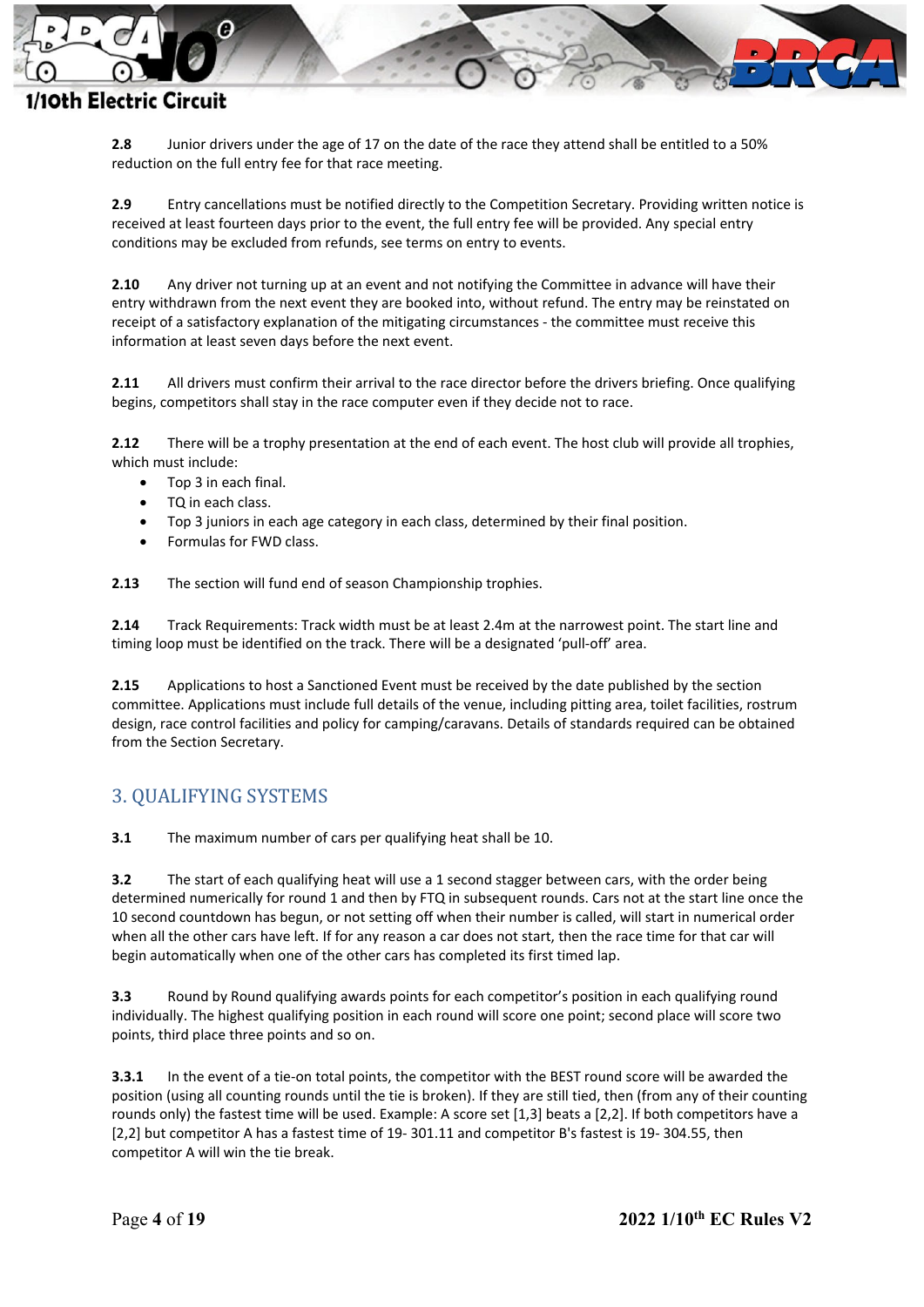**2.8** Junior drivers under the age of 17 on the date of the race they attend shall be entitled to a 50% reduction on the full entry fee for that race meeting.

**2.9** Entry cancellations must be notified directly to the Competition Secretary. Providing written notice is received at least fourteen days prior to the event, the full entry fee will be provided. Any special entry conditions may be excluded from refunds, see terms on entry to events.

**2.10** Any driver not turning up at an event and not notifying the Committee in advance will have their entry withdrawn from the next event they are booked into, without refund. The entry may be reinstated on receipt of a satisfactory explanation of the mitigating circumstances - the committee must receive this information at least seven days before the next event.

**2.11** All drivers must confirm their arrival to the race director before the drivers briefing. Once qualifying begins, competitors shall stay in the race computer even if they decide not to race.

**2.12** There will be a trophy presentation at the end of each event. The host club will provide all trophies, which must include:

- Top 3 in each final.
- TQ in each class.
- Top 3 juniors in each age category in each class, determined by their final position.
- Formulas for FWD class.

**2.13** The section will fund end of season Championship trophies.

**2.14** Track Requirements: Track width must be at least 2.4m at the narrowest point. The start line and timing loop must be identified on the track. There will be a designated 'pull-off' area.

**2.15** Applications to host a Sanctioned Event must be received by the date published by the section committee. Applications must include full details of the venue, including pitting area, toilet facilities, rostrum design, race control facilities and policy for camping/caravans. Details of standards required can be obtained from the Section Secretary.

## 3. QUALIFYING SYSTEMS

**3.1** The maximum number of cars per qualifying heat shall be 10.

**3.2** The start of each qualifying heat will use a 1 second stagger between cars, with the order being determined numerically for round 1 and then by FTQ in subsequent rounds. Cars not at the start line once the 10 second countdown has begun, or not setting off when their number is called, will start in numerical order when all the other cars have left. If for any reason a car does not start, then the race time for that car will begin automatically when one of the other cars has completed its first timed lap.

**3.3** Round by Round qualifying awards points for each competitor's position in each qualifying round individually. The highest qualifying position in each round will score one point; second place will score two points, third place three points and so on.

**3.3.1** In the event of a tie-on total points, the competitor with the BEST round score will be awarded the position (using all counting rounds until the tie is broken). If they are still tied, then (from any of their counting rounds only) the fastest time will be used. Example: A score set [1,3] beats a [2,2]. If both competitors have a [2,2] but competitor A has a fastest time of 19- 301.11 and competitor B's fastest is 19- 304.55, then competitor A will win the tie break.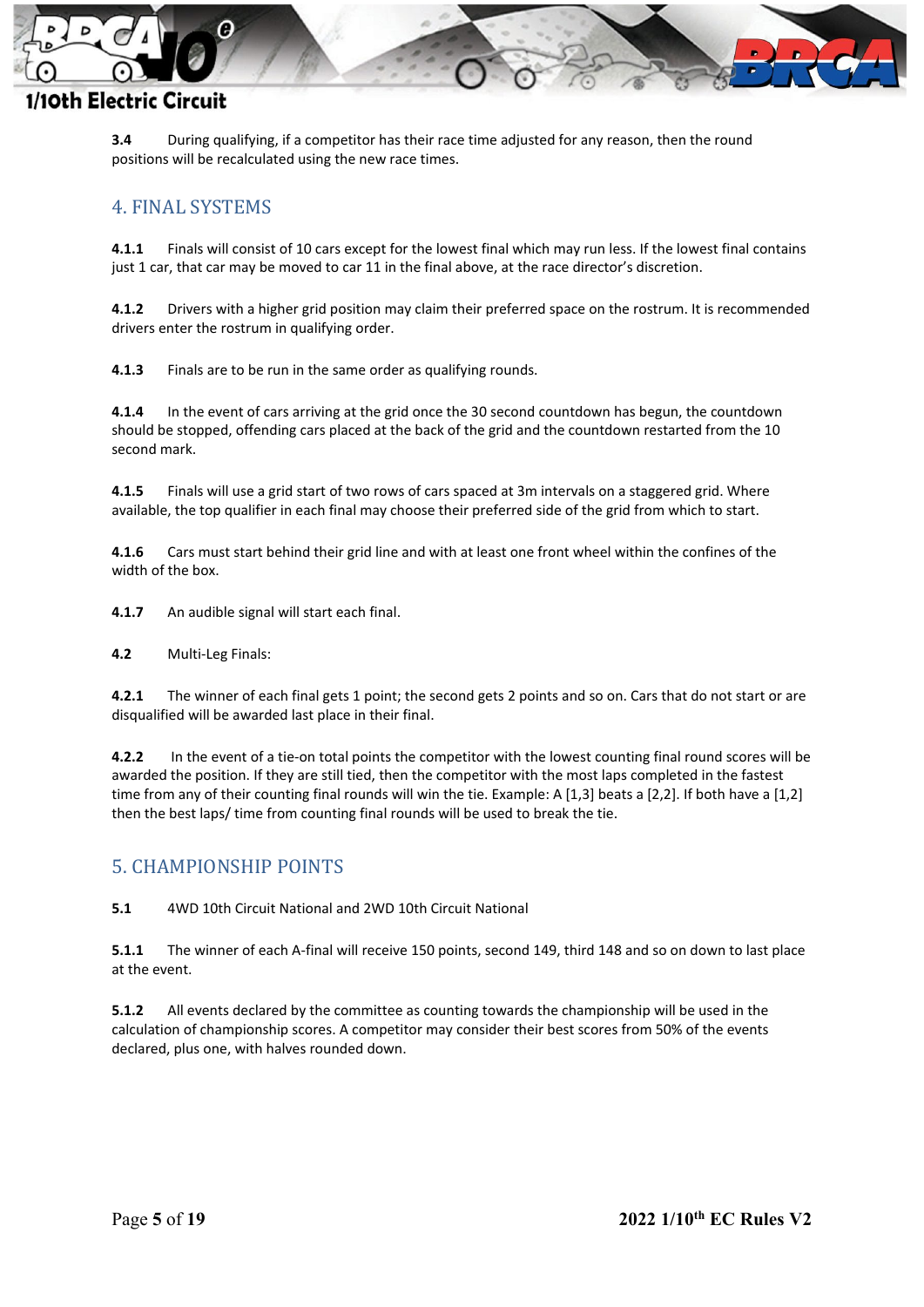**3.4** During qualifying, if a competitor has their race time adjusted for any reason, then the round positions will be recalculated using the new race times.

## 4. FINAL SYSTEMS

**4.1.1** Finals will consist of 10 cars except for the lowest final which may run less. If the lowest final contains just 1 car, that car may be moved to car 11 in the final above, at the race director's discretion.

**4.1.2** Drivers with a higher grid position may claim their preferred space on the rostrum. It is recommended drivers enter the rostrum in qualifying order.

**4.1.3** Finals are to be run in the same order as qualifying rounds.

**4.1.4** In the event of cars arriving at the grid once the 30 second countdown has begun, the countdown should be stopped, offending cars placed at the back of the grid and the countdown restarted from the 10 second mark.

**4.1.5** Finals will use a grid start of two rows of cars spaced at 3m intervals on a staggered grid. Where available, the top qualifier in each final may choose their preferred side of the grid from which to start.

**4.1.6** Cars must start behind their grid line and with at least one front wheel within the confines of the width of the box.

**4.1.7** An audible signal will start each final.

**4.2** Multi-Leg Finals:

**4.2.1** The winner of each final gets 1 point; the second gets 2 points and so on. Cars that do not start or are disqualified will be awarded last place in their final.

**4.2.2** In the event of a tie-on total points the competitor with the lowest counting final round scores will be awarded the position. If they are still tied, then the competitor with the most laps completed in the fastest time from any of their counting final rounds will win the tie. Example: A [1,3] beats a [2,2]. If both have a [1,2] then the best laps/ time from counting final rounds will be used to break the tie.

## 5. CHAMPIONSHIP POINTS

**5.1** 4WD 10th Circuit National and 2WD 10th Circuit National

**5.1.1** The winner of each A-final will receive 150 points, second 149, third 148 and so on down to last place at the event.

**5.1.2** All events declared by the committee as counting towards the championship will be used in the calculation of championship scores. A competitor may consider their best scores from 50% of the events declared, plus one, with halves rounded down.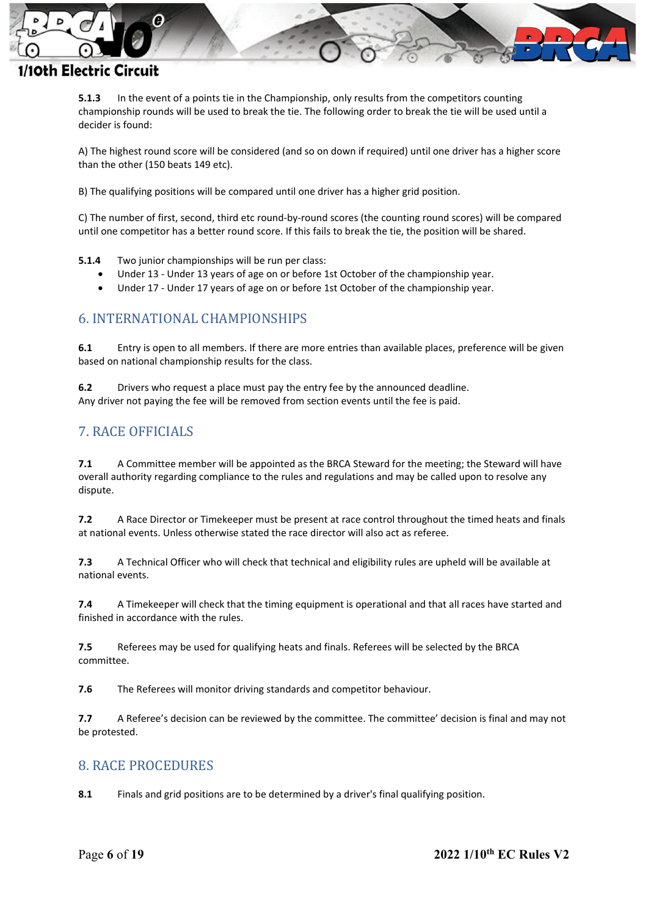**5.1.3** In the event of a points tie in the Championship, only results from the competitors counting championship rounds will be used to break the tie. The following order to break the tie will be used until a decider is found:

A) The highest round score will be considered (and so on down if required) until one driver has a higher score than the other (150 beats 149 etc).

B) The qualifying positions will be compared until one driver has a higher grid position.

C) The number of first, second, third etc round-by-round scores (the counting round scores) will be compared until one competitor has a better round score. If this fails to break the tie, the position will be shared.

**5.1.4** Two junior championships will be run per class:

- Under 13 - Under 13 years of age on or before 1st October of the championship year.
- Under 17 - Under 17 years of age on or before 1st October of the championship year.

## 6. INTERNATIONAL CHAMPIONSHIPS

**6.1** Entry is open to all members. If there are more entries than available places, preference will be given based on national championship results for the class.

**6.2** Drivers who request a place must pay the entry fee by the announced deadline.
Any driver not paying the fee will be removed from section events until the fee is paid.

## 7. RACE OFFICIALS

**7.1** A Committee member will be appointed as the BRCA Steward for the meeting; the Steward will have overall authority regarding compliance to the rules and regulations and may be called upon to resolve any dispute.

**7.2** A Race Director or Timekeeper must be present at race control throughout the timed heats and finals at national events. Unless otherwise stated the race director will also act as referee.

**7.3** A Technical Officer who will check that technical and eligibility rules are upheld will be available at national events.

**7.4** A Timekeeper will check that the timing equipment is operational and that all races have started and finished in accordance with the rules.

**7.5** Referees may be used for qualifying heats and finals. Referees will be selected by the BRCA committee.

**7.6** The Referees will monitor driving standards and competitor behaviour.

**7.7** A Referee's decision can be reviewed by the committee. The committee' decision is final and may not be protested.

## 8. RACE PROCEDURES

**8.1** Finals and grid positions are to be determined by a driver's final qualifying position.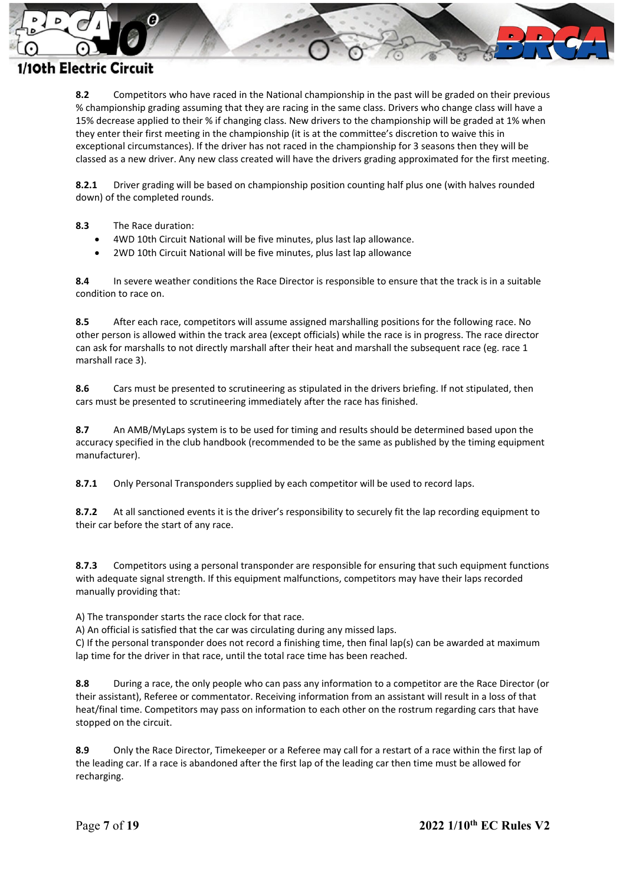**8.2** Competitors who have raced in the National championship in the past will be graded on their previous % championship grading assuming that they are racing in the same class. Drivers who change class will have a 15% decrease applied to their % if changing class. New drivers to the championship will be graded at 1% when they enter their first meeting in the championship (it is at the committee's discretion to waive this in exceptional circumstances). If the driver has not raced in the championship for 3 seasons then they will be classed as a new driver. Any new class created will have the drivers grading approximated for the first meeting.

**8.2.1** Driver grading will be based on championship position counting half plus one (with halves rounded down) of the completed rounds.

**8.3** The Race duration:

- 4WD 10th Circuit National will be five minutes, plus last lap allowance.
- 2WD 10th Circuit National will be five minutes, plus last lap allowance

**8.4** In severe weather conditions the Race Director is responsible to ensure that the track is in a suitable condition to race on.

**8.5** After each race, competitors will assume assigned marshalling positions for the following race. No other person is allowed within the track area (except officials) while the race is in progress. The race director can ask for marshalls to not directly marshall after their heat and marshall the subsequent race (eg. race 1 marshall race 3).

**8.6** Cars must be presented to scrutineering as stipulated in the drivers briefing. If not stipulated, then cars must be presented to scrutineering immediately after the race has finished.

**8.7** An AMB/MyLaps system is to be used for timing and results should be determined based upon the accuracy specified in the club handbook (recommended to be the same as published by the timing equipment manufacturer).

**8.7.1** Only Personal Transponders supplied by each competitor will be used to record laps.

**8.7.2** At all sanctioned events it is the driver's responsibility to securely fit the lap recording equipment to their car before the start of any race.

**8.7.3** Competitors using a personal transponder are responsible for ensuring that such equipment functions with adequate signal strength. If this equipment malfunctions, competitors may have their laps recorded manually providing that:

A) The transponder starts the race clock for that race.
A) An official is satisfied that the car was circulating during any missed laps.
C) If the personal transponder does not record a finishing time, then final lap(s) can be awarded at maximum lap time for the driver in that race, until the total race time has been reached.

**8.8** During a race, the only people who can pass any information to a competitor are the Race Director (or their assistant), Referee or commentator. Receiving information from an assistant will result in a loss of that heat/final time. Competitors may pass on information to each other on the rostrum regarding cars that have stopped on the circuit.

**8.9** Only the Race Director, Timekeeper or a Referee may call for a restart of a race within the first lap of the leading car. If a race is abandoned after the first lap of the leading car then time must be allowed for recharging.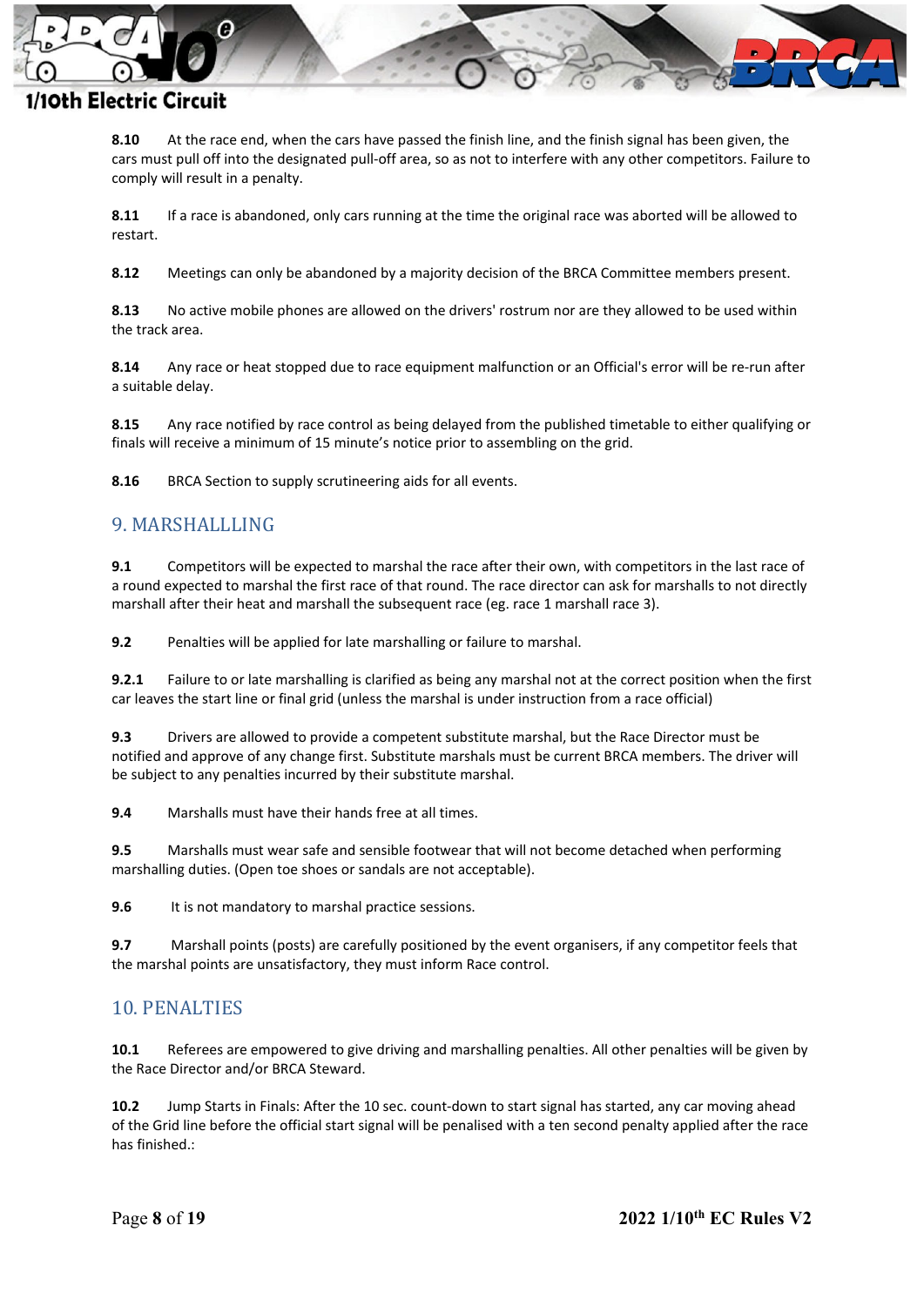**8.10** At the race end, when the cars have passed the finish line, and the finish signal has been given, the cars must pull off into the designated pull-off area, so as not to interfere with any other competitors. Failure to comply will result in a penalty.

**8.11** If a race is abandoned, only cars running at the time the original race was aborted will be allowed to restart.

**8.12** Meetings can only be abandoned by a majority decision of the BRCA Committee members present.

**8.13** No active mobile phones are allowed on the drivers' rostrum nor are they allowed to be used within the track area.

**8.14** Any race or heat stopped due to race equipment malfunction or an Official's error will be re-run after a suitable delay.

**8.15** Any race notified by race control as being delayed from the published timetable to either qualifying or finals will receive a minimum of 15 minute's notice prior to assembling on the grid.

**8.16** BRCA Section to supply scrutineering aids for all events.

## 9. MARSHALLLING

**9.1** Competitors will be expected to marshal the race after their own, with competitors in the last race of a round expected to marshal the first race of that round. The race director can ask for marshalls to not directly marshall after their heat and marshall the subsequent race (eg. race 1 marshall race 3).

**9.2** Penalties will be applied for late marshalling or failure to marshal.

**9.2.1** Failure to or late marshalling is clarified as being any marshal not at the correct position when the first car leaves the start line or final grid (unless the marshal is under instruction from a race official)

**9.3** Drivers are allowed to provide a competent substitute marshal, but the Race Director must be notified and approve of any change first. Substitute marshals must be current BRCA members. The driver will be subject to any penalties incurred by their substitute marshal.

**9.4** Marshalls must have their hands free at all times.

**9.5** Marshalls must wear safe and sensible footwear that will not become detached when performing marshalling duties. (Open toe shoes or sandals are not acceptable).

**9.6** It is not mandatory to marshal practice sessions.

**9.7** Marshall points (posts) are carefully positioned by the event organisers, if any competitor feels that the marshal points are unsatisfactory, they must inform Race control.

## 10. PENALTIES

**10.1** Referees are empowered to give driving and marshalling penalties. All other penalties will be given by the Race Director and/or BRCA Steward.

**10.2** Jump Starts in Finals: After the 10 sec. count-down to start signal has started, any car moving ahead of the Grid line before the official start signal will be penalised with a ten second penalty applied after the race has finished.: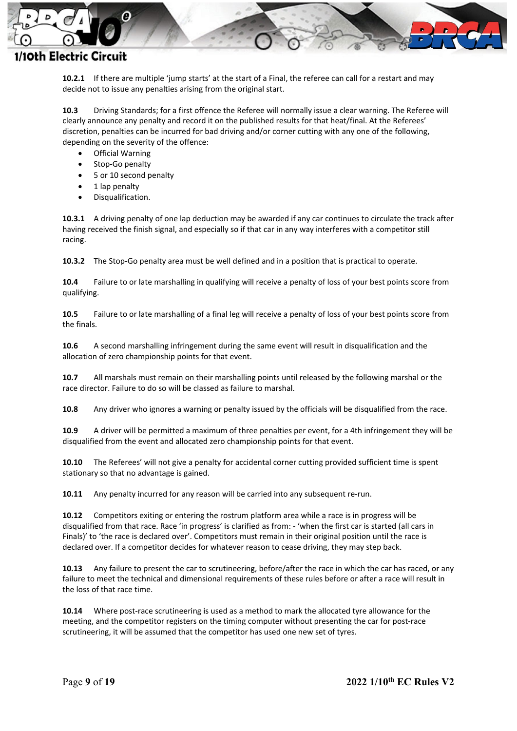**10.2.1** If there are multiple 'jump starts' at the start of a Final, the referee can call for a restart and may decide not to issue any penalties arising from the original start.

**10.3** Driving Standards; for a first offence the Referee will normally issue a clear warning. The Referee will clearly announce any penalty and record it on the published results for that heat/final. At the Referees' discretion, penalties can be incurred for bad driving and/or corner cutting with any one of the following, depending on the severity of the offence:

- Official Warning
- Stop-Go penalty
- 5 or 10 second penalty
- 1 lap penalty
- Disqualification.

**10.3.1** A driving penalty of one lap deduction may be awarded if any car continues to circulate the track after having received the finish signal, and especially so if that car in any way interferes with a competitor still racing.

**10.3.2** The Stop-Go penalty area must be well defined and in a position that is practical to operate.

**10.4** Failure to or late marshalling in qualifying will receive a penalty of loss of your best points score from qualifying.

**10.5** Failure to or late marshalling of a final leg will receive a penalty of loss of your best points score from the finals.

**10.6** A second marshalling infringement during the same event will result in disqualification and the allocation of zero championship points for that event.

**10.7** All marshals must remain on their marshalling points until released by the following marshal or the race director. Failure to do so will be classed as failure to marshal.

**10.8** Any driver who ignores a warning or penalty issued by the officials will be disqualified from the race.

**10.9** A driver will be permitted a maximum of three penalties per event, for a 4th infringement they will be disqualified from the event and allocated zero championship points for that event.

**10.10** The Referees' will not give a penalty for accidental corner cutting provided sufficient time is spent stationary so that no advantage is gained.

**10.11** Any penalty incurred for any reason will be carried into any subsequent re-run.

**10.12** Competitors exiting or entering the rostrum platform area while a race is in progress will be disqualified from that race. Race 'in progress' is clarified as from: - 'when the first car is started (all cars in Finals)' to 'the race is declared over'. Competitors must remain in their original position until the race is declared over. If a competitor decides for whatever reason to cease driving, they may step back.

**10.13** Any failure to present the car to scrutineering, before/after the race in which the car has raced, or any failure to meet the technical and dimensional requirements of these rules before or after a race will result in the loss of that race time.

**10.14** Where post-race scrutineering is used as a method to mark the allocated tyre allowance for the meeting, and the competitor registers on the timing computer without presenting the car for post-race scrutineering, it will be assumed that the competitor has used one new set of tyres.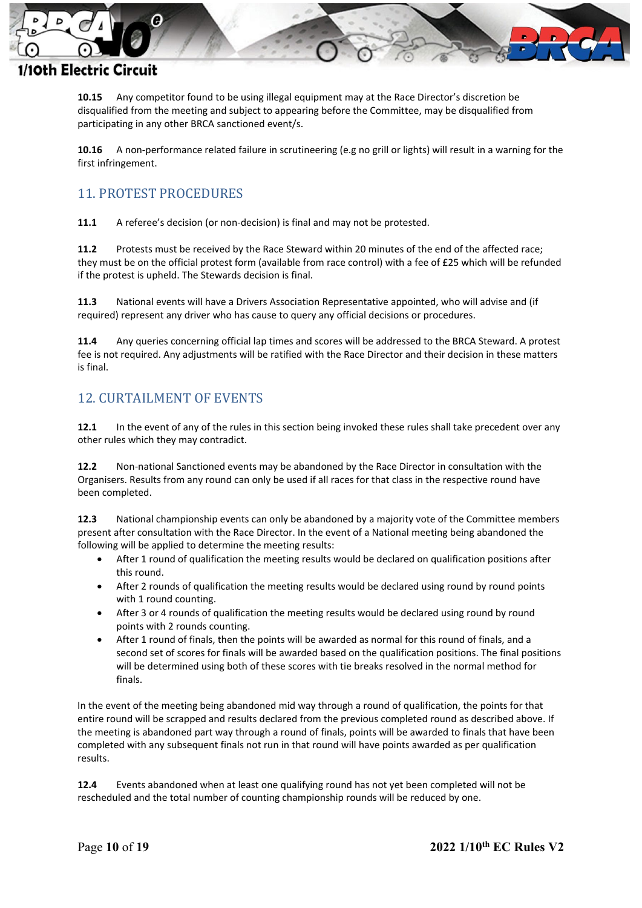**10.15** Any competitor found to be using illegal equipment may at the Race Director's discretion be disqualified from the meeting and subject to appearing before the Committee, may be disqualified from participating in any other BRCA sanctioned event/s.

**10.16** A non-performance related failure in scrutineering (e.g no grill or lights) will result in a warning for the first infringement.

## 11. PROTEST PROCEDURES

**11.1** A referee's decision (or non-decision) is final and may not be protested.

**11.2** Protests must be received by the Race Steward within 20 minutes of the end of the affected race; they must be on the official protest form (available from race control) with a fee of £25 which will be refunded if the protest is upheld. The Stewards decision is final.

**11.3** National events will have a Drivers Association Representative appointed, who will advise and (if required) represent any driver who has cause to query any official decisions or procedures.

**11.4** Any queries concerning official lap times and scores will be addressed to the BRCA Steward. A protest fee is not required. Any adjustments will be ratified with the Race Director and their decision in these matters is final.

## 12. CURTAILMENT OF EVENTS

**12.1** In the event of any of the rules in this section being invoked these rules shall take precedent over any other rules which they may contradict.

**12.2** Non-national Sanctioned events may be abandoned by the Race Director in consultation with the Organisers. Results from any round can only be used if all races for that class in the respective round have been completed.

**12.3** National championship events can only be abandoned by a majority vote of the Committee members present after consultation with the Race Director. In the event of a National meeting being abandoned the following will be applied to determine the meeting results:

- After 1 round of qualification the meeting results would be declared on qualification positions after this round.
- After 2 rounds of qualification the meeting results would be declared using round by round points with 1 round counting.
- After 3 or 4 rounds of qualification the meeting results would be declared using round by round points with 2 rounds counting.
- After 1 round of finals, then the points will be awarded as normal for this round of finals, and a second set of scores for finals will be awarded based on the qualification positions. The final positions will be determined using both of these scores with tie breaks resolved in the normal method for finals.

In the event of the meeting being abandoned mid way through a round of qualification, the points for that entire round will be scrapped and results declared from the previous completed round as described above. If the meeting is abandoned part way through a round of finals, points will be awarded to finals that have been completed with any subsequent finals not run in that round will have points awarded as per qualification results.

**12.4** Events abandoned when at least one qualifying round has not yet been completed will not be rescheduled and the total number of counting championship rounds will be reduced by one.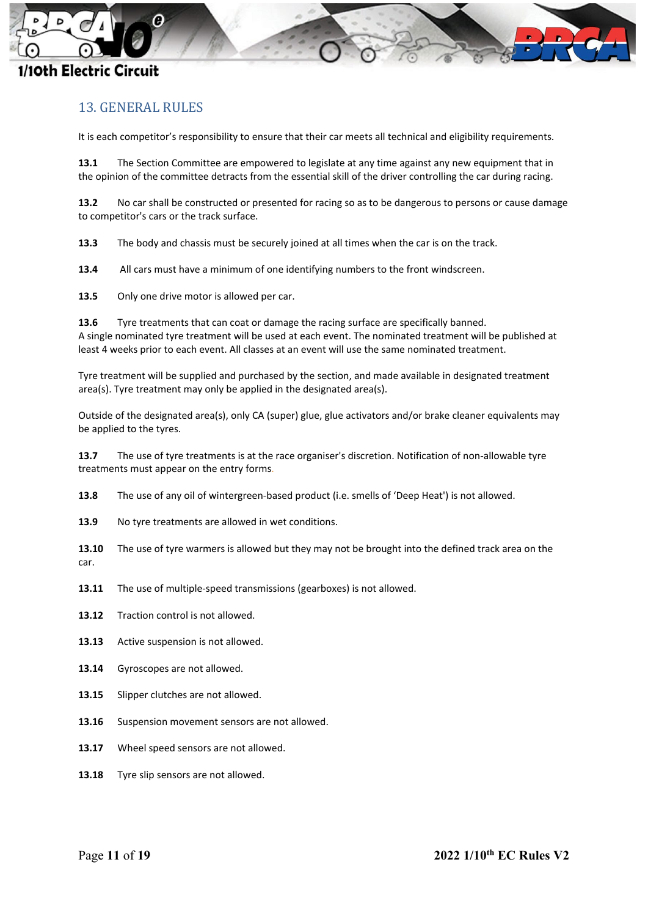## 13. GENERAL RULES

It is each competitor's responsibility to ensure that their car meets all technical and eligibility requirements.

**13.1** The Section Committee are empowered to legislate at any time against any new equipment that in the opinion of the committee detracts from the essential skill of the driver controlling the car during racing.

**13.2** No car shall be constructed or presented for racing so as to be dangerous to persons or cause damage to competitor's cars or the track surface.

**13.3** The body and chassis must be securely joined at all times when the car is on the track.

**13.4** All cars must have a minimum of one identifying numbers to the front windscreen.

**13.5** Only one drive motor is allowed per car.

**13.6** Tyre treatments that can coat or damage the racing surface are specifically banned.
A single nominated tyre treatment will be used at each event. The nominated treatment will be published at least 4 weeks prior to each event. All classes at an event will use the same nominated treatment.

Tyre treatment will be supplied and purchased by the section, and made available in designated treatment area(s). Tyre treatment may only be applied in the designated area(s).

Outside of the designated area(s), only CA (super) glue, glue activators and/or brake cleaner equivalents may be applied to the tyres.

**13.7** The use of tyre treatments is at the race organiser's discretion. Notification of non-allowable tyre treatments must appear on the entry forms.

**13.8** The use of any oil of wintergreen-based product (i.e. smells of 'Deep Heat') is not allowed.

**13.9** No tyre treatments are allowed in wet conditions.

**13.10** The use of tyre warmers is allowed but they may not be brought into the defined track area on the car.

**13.11** The use of multiple-speed transmissions (gearboxes) is not allowed.

**13.12** Traction control is not allowed.

**13.13** Active suspension is not allowed.

**13.14** Gyroscopes are not allowed.

**13.15** Slipper clutches are not allowed.

**13.16** Suspension movement sensors are not allowed.

**13.17** Wheel speed sensors are not allowed.

**13.18** Tyre slip sensors are not allowed.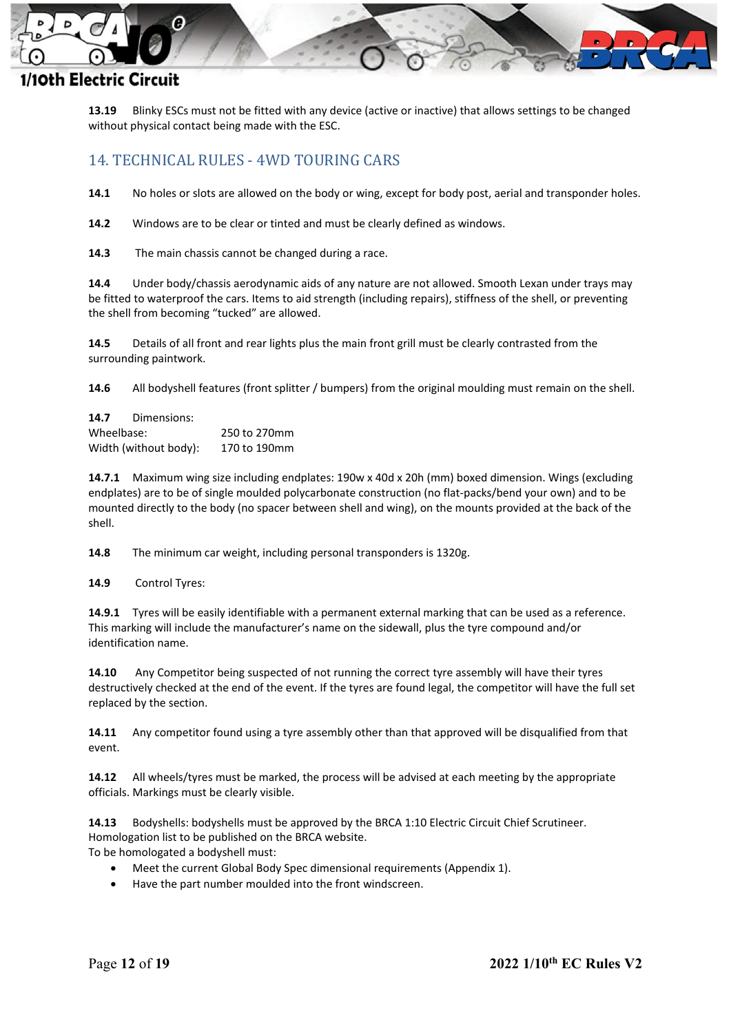**13.19** Blinky ESCs must not be fitted with any device (active or inactive) that allows settings to be changed without physical contact being made with the ESC.

## 14. TECHNICAL RULES - 4WD TOURING CARS

**14.1** No holes or slots are allowed on the body or wing, except for body post, aerial and transponder holes.

**14.2** Windows are to be clear or tinted and must be clearly defined as windows.

**14.3** The main chassis cannot be changed during a race.

**14.4** Under body/chassis aerodynamic aids of any nature are not allowed. Smooth Lexan under trays may be fitted to waterproof the cars. Items to aid strength (including repairs), stiffness of the shell, or preventing the shell from becoming "tucked" are allowed.

**14.5** Details of all front and rear lights plus the main front grill must be clearly contrasted from the surrounding paintwork.

**14.6** All bodyshell features (front splitter / bumpers) from the original moulding must remain on the shell.

**14.7** Dimensions:

| | |
|---|---|
| Wheelbase: | 250 to 270mm |
| Width (without body): | 170 to 190mm |

**14.7.1** Maximum wing size including endplates: 190w x 40d x 20h (mm) boxed dimension. Wings (excluding endplates) are to be of single moulded polycarbonate construction (no flat-packs/bend your own) and to be mounted directly to the body (no spacer between shell and wing), on the mounts provided at the back of the shell.

**14.8** The minimum car weight, including personal transponders is 1320g.

**14.9** Control Tyres:

**14.9.1** Tyres will be easily identifiable with a permanent external marking that can be used as a reference. This marking will include the manufacturer's name on the sidewall, plus the tyre compound and/or identification name.

**14.10** Any Competitor being suspected of not running the correct tyre assembly will have their tyres destructively checked at the end of the event. If the tyres are found legal, the competitor will have the full set replaced by the section.

**14.11** Any competitor found using a tyre assembly other than that approved will be disqualified from that event.

**14.12** All wheels/tyres must be marked, the process will be advised at each meeting by the appropriate officials. Markings must be clearly visible.

**14.13** Bodyshells: bodyshells must be approved by the BRCA 1:10 Electric Circuit Chief Scrutineer. Homologation list to be published on the BRCA website.
To be homologated a bodyshell must:

- Meet the current Global Body Spec dimensional requirements (Appendix 1).
- Have the part number moulded into the front windscreen.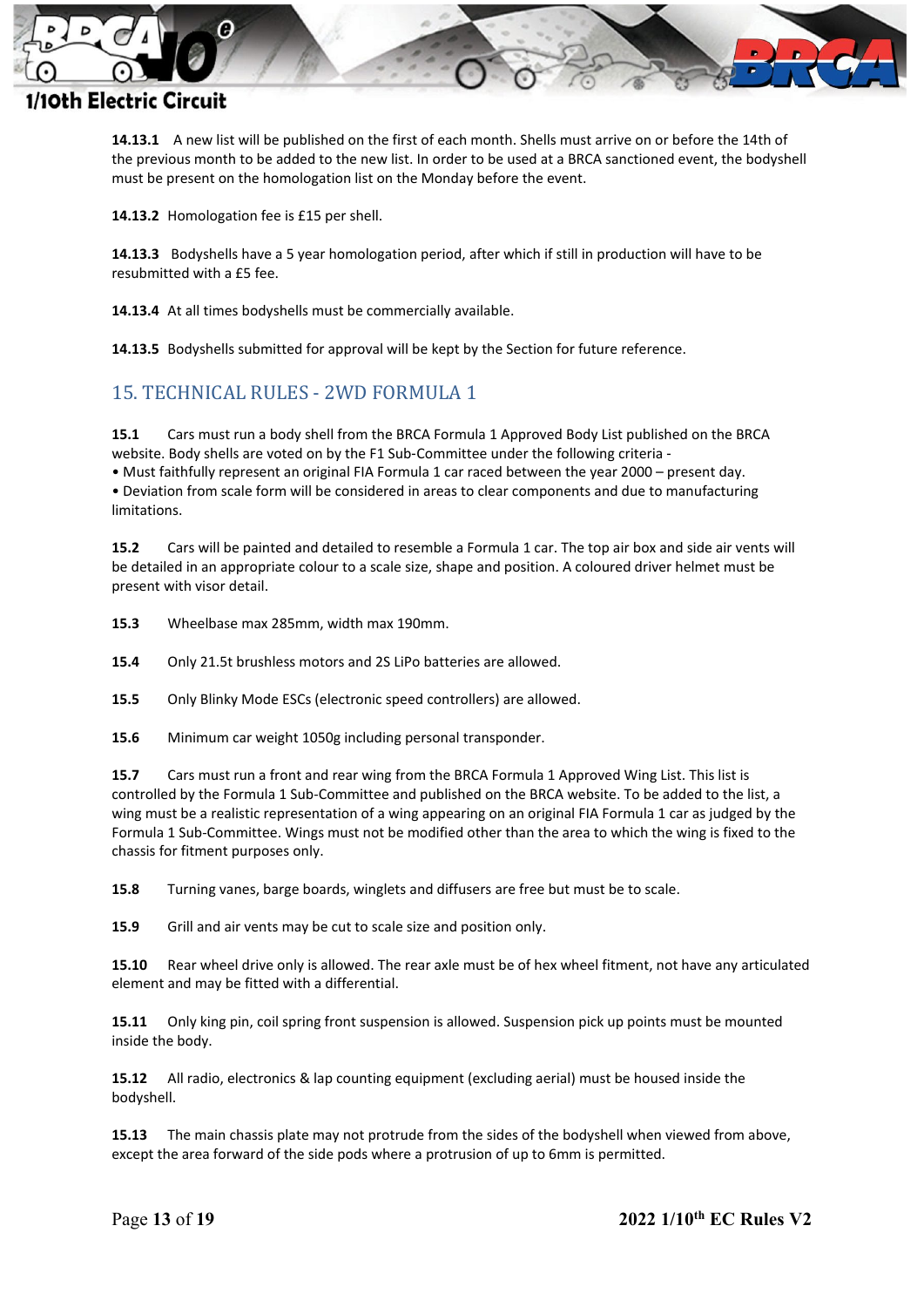**14.13.1** A new list will be published on the first of each month. Shells must arrive on or before the 14th of the previous month to be added to the new list. In order to be used at a BRCA sanctioned event, the bodyshell must be present on the homologation list on the Monday before the event.

**14.13.2** Homologation fee is £15 per shell.

**14.13.3** Bodyshells have a 5 year homologation period, after which if still in production will have to be resubmitted with a £5 fee.

**14.13.4** At all times bodyshells must be commercially available.

**14.13.5** Bodyshells submitted for approval will be kept by the Section for future reference.

## 15. TECHNICAL RULES - 2WD FORMULA 1

**15.1** Cars must run a body shell from the BRCA Formula 1 Approved Body List published on the BRCA website. Body shells are voted on by the F1 Sub-Committee under the following criteria -
• Must faithfully represent an original FIA Formula 1 car raced between the year 2000 – present day.
• Deviation from scale form will be considered in areas to clear components and due to manufacturing limitations.

**15.2** Cars will be painted and detailed to resemble a Formula 1 car. The top air box and side air vents will be detailed in an appropriate colour to a scale size, shape and position. A coloured driver helmet must be present with visor detail.

**15.3** Wheelbase max 285mm, width max 190mm.

**15.4** Only 21.5t brushless motors and 2S LiPo batteries are allowed.

**15.5** Only Blinky Mode ESCs (electronic speed controllers) are allowed.

**15.6** Minimum car weight 1050g including personal transponder.

**15.7** Cars must run a front and rear wing from the BRCA Formula 1 Approved Wing List. This list is controlled by the Formula 1 Sub-Committee and published on the BRCA website. To be added to the list, a wing must be a realistic representation of a wing appearing on an original FIA Formula 1 car as judged by the Formula 1 Sub-Committee. Wings must not be modified other than the area to which the wing is fixed to the chassis for fitment purposes only.

**15.8** Turning vanes, barge boards, winglets and diffusers are free but must be to scale.

**15.9** Grill and air vents may be cut to scale size and position only.

**15.10** Rear wheel drive only is allowed. The rear axle must be of hex wheel fitment, not have any articulated element and may be fitted with a differential.

**15.11** Only king pin, coil spring front suspension is allowed. Suspension pick up points must be mounted inside the body.

**15.12** All radio, electronics & lap counting equipment (excluding aerial) must be housed inside the bodyshell.

**15.13** The main chassis plate may not protrude from the sides of the bodyshell when viewed from above, except the area forward of the side pods where a protrusion of up to 6mm is permitted.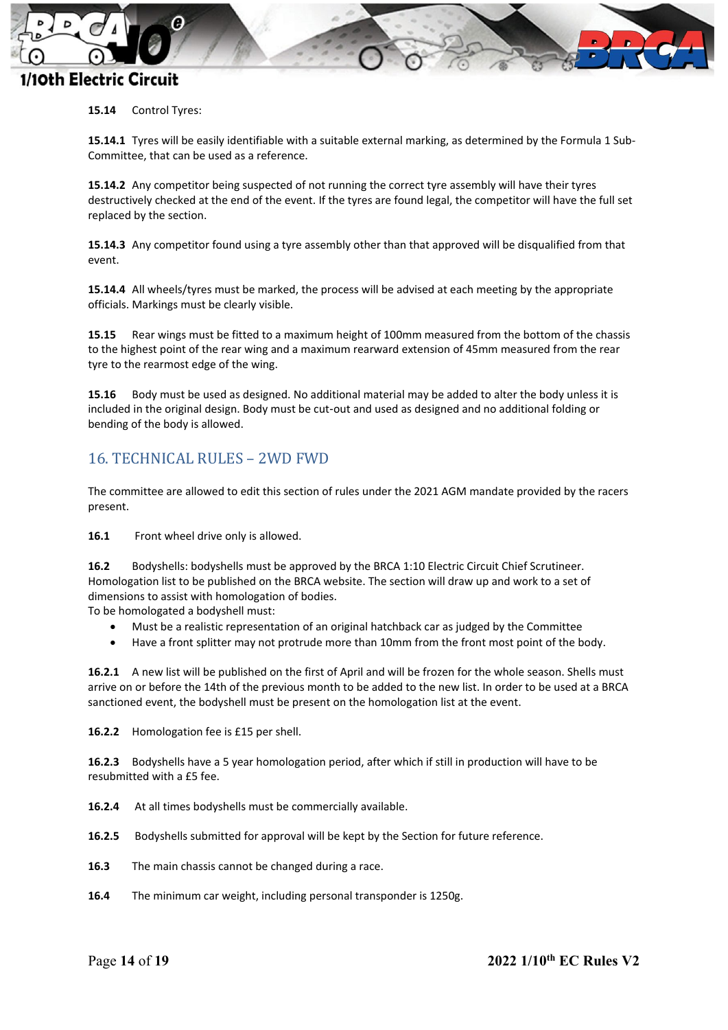**15.14** Control Tyres:

**15.14.1** Tyres will be easily identifiable with a suitable external marking, as determined by the Formula 1 Sub-Committee, that can be used as a reference.

**15.14.2** Any competitor being suspected of not running the correct tyre assembly will have their tyres destructively checked at the end of the event. If the tyres are found legal, the competitor will have the full set replaced by the section.

**15.14.3** Any competitor found using a tyre assembly other than that approved will be disqualified from that event.

**15.14.4** All wheels/tyres must be marked, the process will be advised at each meeting by the appropriate officials. Markings must be clearly visible.

**15.15** Rear wings must be fitted to a maximum height of 100mm measured from the bottom of the chassis to the highest point of the rear wing and a maximum rearward extension of 45mm measured from the rear tyre to the rearmost edge of the wing.

**15.16** Body must be used as designed. No additional material may be added to alter the body unless it is included in the original design. Body must be cut-out and used as designed and no additional folding or bending of the body is allowed.

## 16. TECHNICAL RULES – 2WD FWD

The committee are allowed to edit this section of rules under the 2021 AGM mandate provided by the racers present.

**16.1** Front wheel drive only is allowed.

**16.2** Bodyshells: bodyshells must be approved by the BRCA 1:10 Electric Circuit Chief Scrutineer. Homologation list to be published on the BRCA website. The section will draw up and work to a set of dimensions to assist with homologation of bodies.
To be homologated a bodyshell must:

- Must be a realistic representation of an original hatchback car as judged by the Committee
- Have a front splitter may not protrude more than 10mm from the front most point of the body.

**16.2.1** A new list will be published on the first of April and will be frozen for the whole season. Shells must arrive on or before the 14th of the previous month to be added to the new list. In order to be used at a BRCA sanctioned event, the bodyshell must be present on the homologation list at the event.

**16.2.2** Homologation fee is £15 per shell.

**16.2.3** Bodyshells have a 5 year homologation period, after which if still in production will have to be resubmitted with a £5 fee.

**16.2.4** At all times bodyshells must be commercially available.

**16.2.5** Bodyshells submitted for approval will be kept by the Section for future reference.

**16.3** The main chassis cannot be changed during a race.

**16.4** The minimum car weight, including personal transponder is 1250g.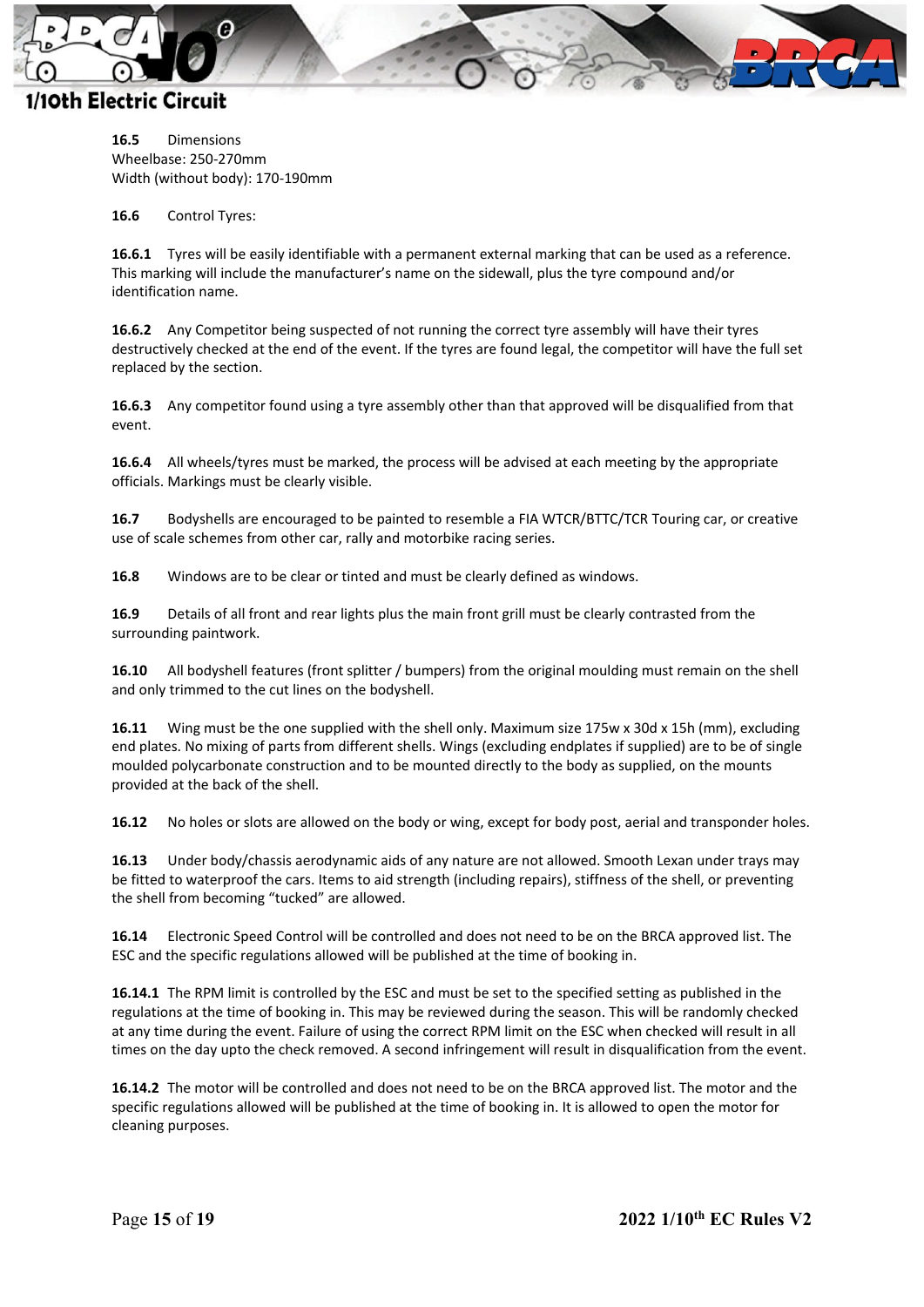**16.5** Dimensions
Wheelbase: 250-270mm
Width (without body): 170-190mm

**16.6** Control Tyres:

**16.6.1** Tyres will be easily identifiable with a permanent external marking that can be used as a reference. This marking will include the manufacturer's name on the sidewall, plus the tyre compound and/or identification name.

**16.6.2** Any Competitor being suspected of not running the correct tyre assembly will have their tyres destructively checked at the end of the event. If the tyres are found legal, the competitor will have the full set replaced by the section.

**16.6.3** Any competitor found using a tyre assembly other than that approved will be disqualified from that event.

**16.6.4** All wheels/tyres must be marked, the process will be advised at each meeting by the appropriate officials. Markings must be clearly visible.

**16.7** Bodyshells are encouraged to be painted to resemble a FIA WTCR/BTTC/TCR Touring car, or creative use of scale schemes from other car, rally and motorbike racing series.

**16.8** Windows are to be clear or tinted and must be clearly defined as windows.

**16.9** Details of all front and rear lights plus the main front grill must be clearly contrasted from the surrounding paintwork.

**16.10** All bodyshell features (front splitter / bumpers) from the original moulding must remain on the shell and only trimmed to the cut lines on the bodyshell.

**16.11** Wing must be the one supplied with the shell only. Maximum size 175w x 30d x 15h (mm), excluding end plates. No mixing of parts from different shells. Wings (excluding endplates if supplied) are to be of single moulded polycarbonate construction and to be mounted directly to the body as supplied, on the mounts provided at the back of the shell.

**16.12** No holes or slots are allowed on the body or wing, except for body post, aerial and transponder holes.

**16.13** Under body/chassis aerodynamic aids of any nature are not allowed. Smooth Lexan under trays may be fitted to waterproof the cars. Items to aid strength (including repairs), stiffness of the shell, or preventing the shell from becoming "tucked" are allowed.

**16.14** Electronic Speed Control will be controlled and does not need to be on the BRCA approved list. The ESC and the specific regulations allowed will be published at the time of booking in.

**16.14.1** The RPM limit is controlled by the ESC and must be set to the specified setting as published in the regulations at the time of booking in. This may be reviewed during the season. This will be randomly checked at any time during the event. Failure of using the correct RPM limit on the ESC when checked will result in all times on the day upto the check removed. A second infringement will result in disqualification from the event.

**16.14.2** The motor will be controlled and does not need to be on the BRCA approved list. The motor and the specific regulations allowed will be published at the time of booking in. It is allowed to open the motor for cleaning purposes.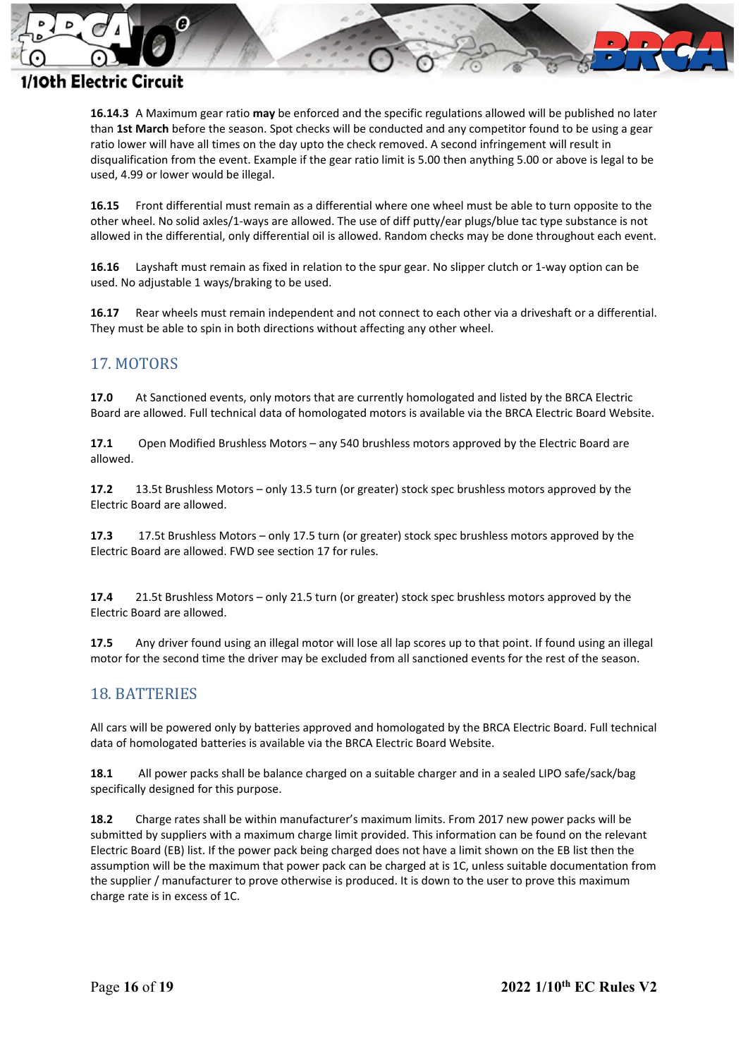**16.14.3** A Maximum gear ratio **may** be enforced and the specific regulations allowed will be published no later than **1st March** before the season. Spot checks will be conducted and any competitor found to be using a gear ratio lower will have all times on the day upto the check removed. A second infringement will result in disqualification from the event. Example if the gear ratio limit is 5.00 then anything 5.00 or above is legal to be used, 4.99 or lower would be illegal.

**16.15** Front differential must remain as a differential where one wheel must be able to turn opposite to the other wheel. No solid axles/1-ways are allowed. The use of diff putty/ear plugs/blue tac type substance is not allowed in the differential, only differential oil is allowed. Random checks may be done throughout each event.

**16.16** Layshaft must remain as fixed in relation to the spur gear. No slipper clutch or 1-way option can be used. No adjustable 1 ways/braking to be used.

**16.17** Rear wheels must remain independent and not connect to each other via a driveshaft or a differential. They must be able to spin in both directions without affecting any other wheel.

## 17. MOTORS

**17.0** At Sanctioned events, only motors that are currently homologated and listed by the BRCA Electric Board are allowed. Full technical data of homologated motors is available via the BRCA Electric Board Website.

**17.1** Open Modified Brushless Motors – any 540 brushless motors approved by the Electric Board are allowed.

**17.2** 13.5t Brushless Motors – only 13.5 turn (or greater) stock spec brushless motors approved by the Electric Board are allowed.

**17.3** 17.5t Brushless Motors – only 17.5 turn (or greater) stock spec brushless motors approved by the Electric Board are allowed. FWD see section 17 for rules.

**17.4** 21.5t Brushless Motors – only 21.5 turn (or greater) stock spec brushless motors approved by the Electric Board are allowed.

**17.5** Any driver found using an illegal motor will lose all lap scores up to that point. If found using an illegal motor for the second time the driver may be excluded from all sanctioned events for the rest of the season.

## 18. BATTERIES

All cars will be powered only by batteries approved and homologated by the BRCA Electric Board. Full technical data of homologated batteries is available via the BRCA Electric Board Website.

**18.1** All power packs shall be balance charged on a suitable charger and in a sealed LIPO safe/sack/bag specifically designed for this purpose.

**18.2** Charge rates shall be within manufacturer's maximum limits. From 2017 new power packs will be submitted by suppliers with a maximum charge limit provided. This information can be found on the relevant Electric Board (EB) list. If the power pack being charged does not have a limit shown on the EB list then the assumption will be the maximum that power pack can be charged at is 1C, unless suitable documentation from the supplier / manufacturer to prove otherwise is produced. It is down to the user to prove this maximum charge rate is in excess of 1C.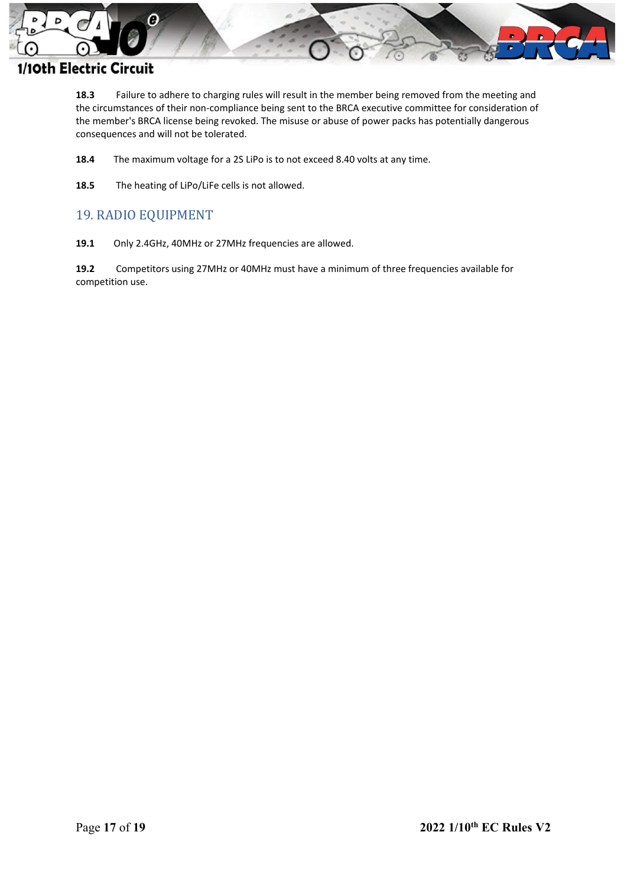**18.3** Failure to adhere to charging rules will result in the member being removed from the meeting and the circumstances of their non-compliance being sent to the BRCA executive committee for consideration of the member's BRCA license being revoked. The misuse or abuse of power packs has potentially dangerous consequences and will not be tolerated.

**18.4** The maximum voltage for a 2S LiPo is to not exceed 8.40 volts at any time.

**18.5** The heating of LiPo/LiFe cells is not allowed.

## 19. RADIO EQUIPMENT

**19.1** Only 2.4GHz, 40MHz or 27MHz frequencies are allowed.

**19.2** Competitors using 27MHz or 40MHz must have a minimum of three frequencies available for competition use.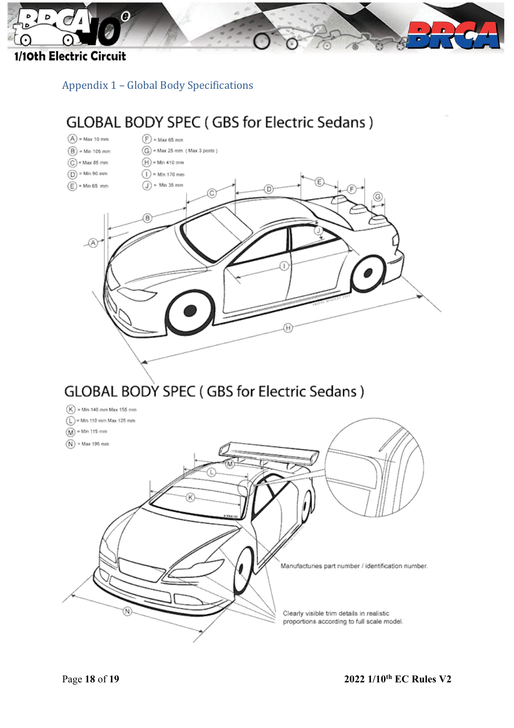## Appendix 1 – Global Body Specifications

GLOBAL BODY SPEC ( GBS for Electric Sedans )

- A = Max 10 mm
- B = Min 105 mm
- C = Max 85 mm
- D = Min 90 mm
- E = Min 65 mm
- F = Max 65 mm
- G = Max 25 mm ( Max 3 posts )
- H = Min 410 mm
- I = Min 170 mm
- J = Min 35 mm

GLOBAL BODY SPEC ( GBS for Electric Sedans )

- K = Min 140 mm Max 155 mm
- L = Min 110 mm Max 125 mm
- M = Min 115 mm
- N = Max 195 mm

Manufacturies part number / identification number.

Clearly visible trim details in realistic proportions according to full scale model.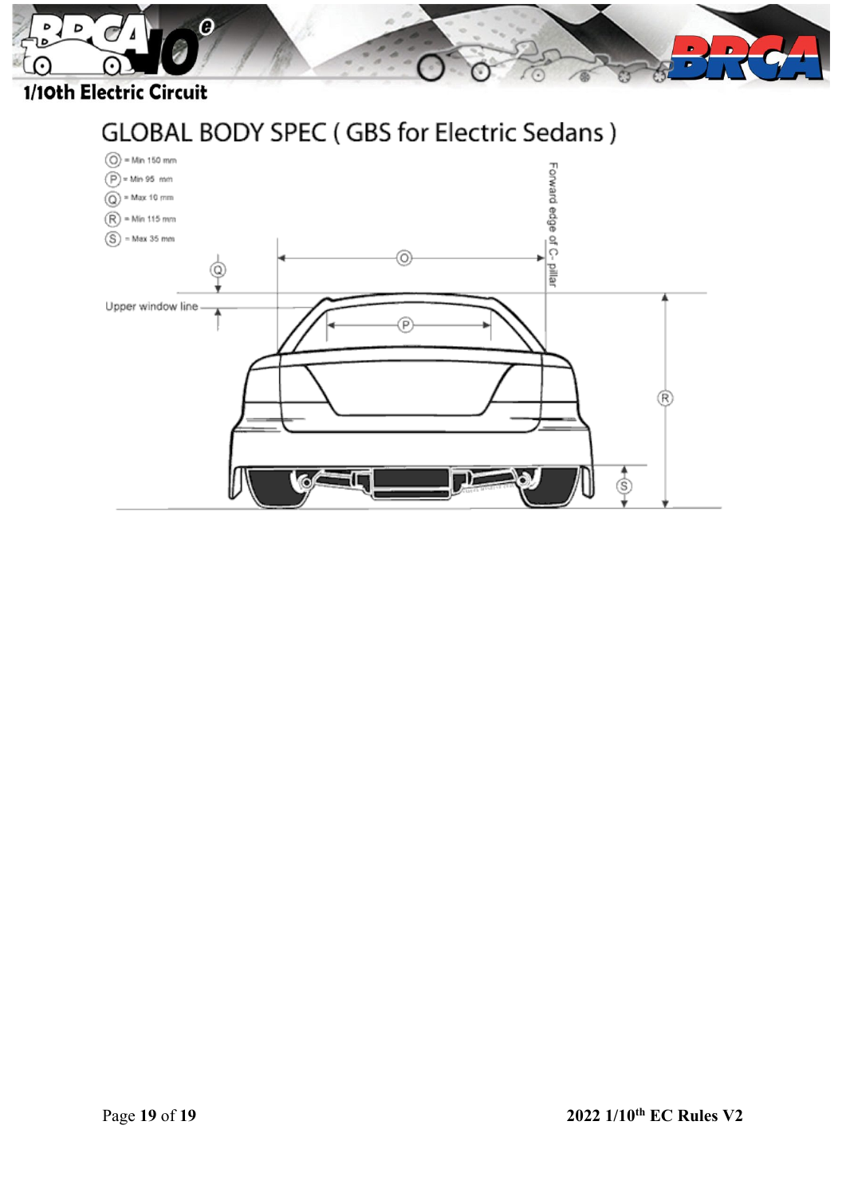# GLOBAL BODY SPEC ( GBS for Electric Sedans )

O = Min 150 mm

P = Min 95 mm

Q = Max 10 mm

R = Min 115 mm

S = Max 35 mm

Forward edge of C- pillar

Upper window line